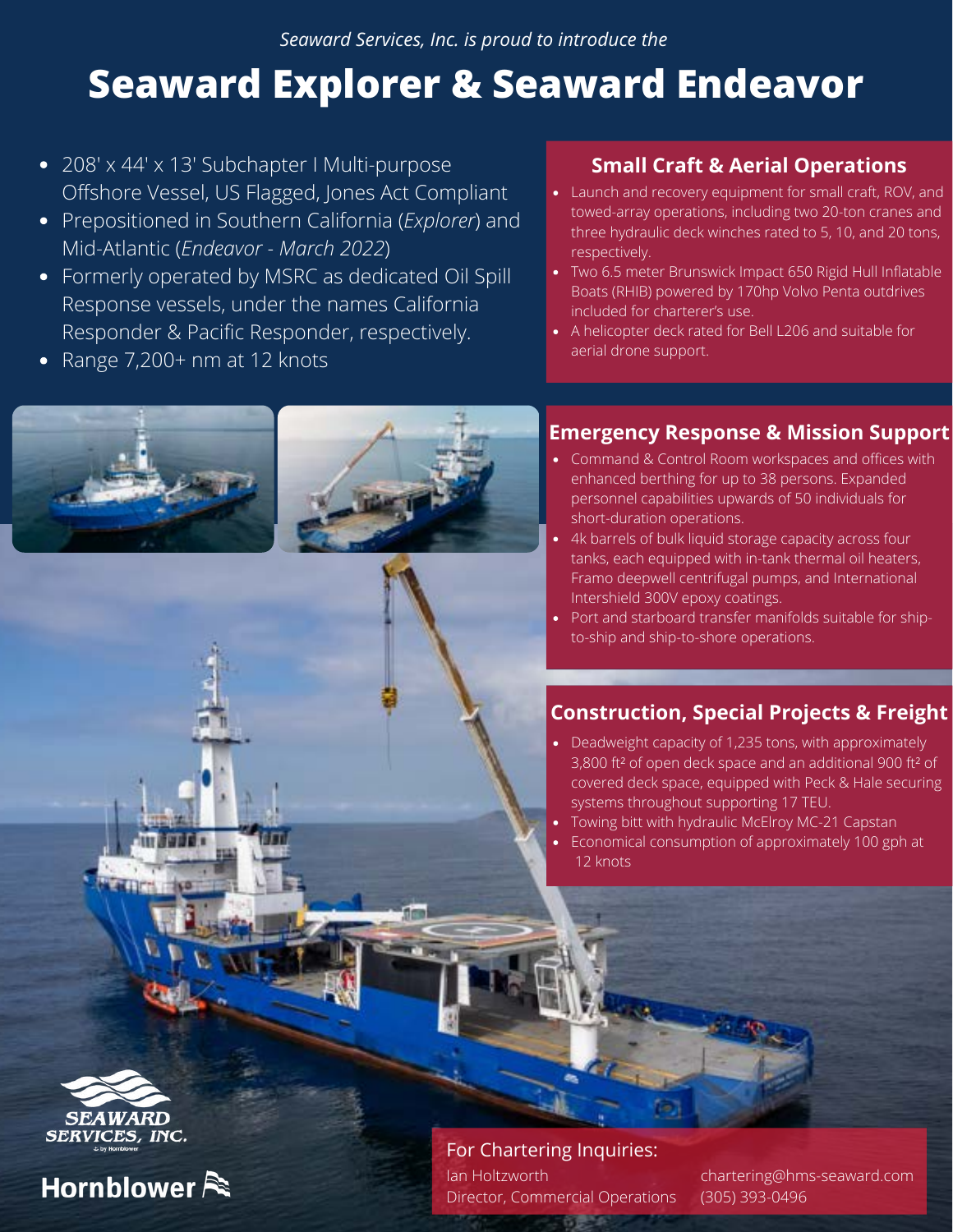*Seaward Services, Inc. is proud to introduce the*

# Seaward Explorer & Seaward Endeavor

- 208' x 44' x 13' Subchapter I Multi-purpose Offshore Vessel, US Flagged, Jones Act Compliant
- Prepositioned in Southern California (*Explorer*) and Mid-Atlantic (*Endeavor - March 2022*)
- Formerly operated by MSRC as dedicated Oil Spill Response vessels, under the names California Responder & Pacific Responder, respectively.
- Range 7,200+ nm at 12 knots

## Small Craft & Aerial Operations

- Launch and recovery equipment for small craft, ROV, and towed-array operations, including two 20-ton cranes and three hydraulic deck winches rated to 5, 10, and 20 tons, respectively.
- Two 6.5 meter Brunswick Impact 650 Rigid Hull Inflatable Boats (RHIB) powered by 170hp Volvo Penta outdrives included for charterer's use.
- A helicopter deck rated for Bell L206 and suitable for aerial drone support.

## Emergency Response & Mission Support

- Command & Control Room workspaces and offices with enhanced berthing for up to 38 persons. Expanded personnel capabilities upwards of 50 individuals for short-duration operations.
- 4k barrels of bulk liquid storage capacity across four tanks, each equipped with in-tank thermal oil heaters, Framo deepwell centrifugal pumps, and International Intershield 300V epoxy coatings.
- Port and starboard transfer manifolds suitable for ship-to-ship and ship-to-shore operations.

## Construction, Special Projects & Freight

- Deadweight capacity of 1,235 tons, with approximately 3,800 ft² of open deck space and an additional 900 ft² of covered deck space, equipped with Peck & Hale securing systems throughout supporting 17 TEU.
- Towing bitt with hydraulic McElroy MC-21 Capstan
- Economical consumption of approximately 100 gph at 12 knots

SEAWARD SERVICES, INC.

Hornblower

For Chartering Inquiries:

Ian Holtzworth
Director, Commercial Operations

chartering@hms-seaward.com
(305) 393-0496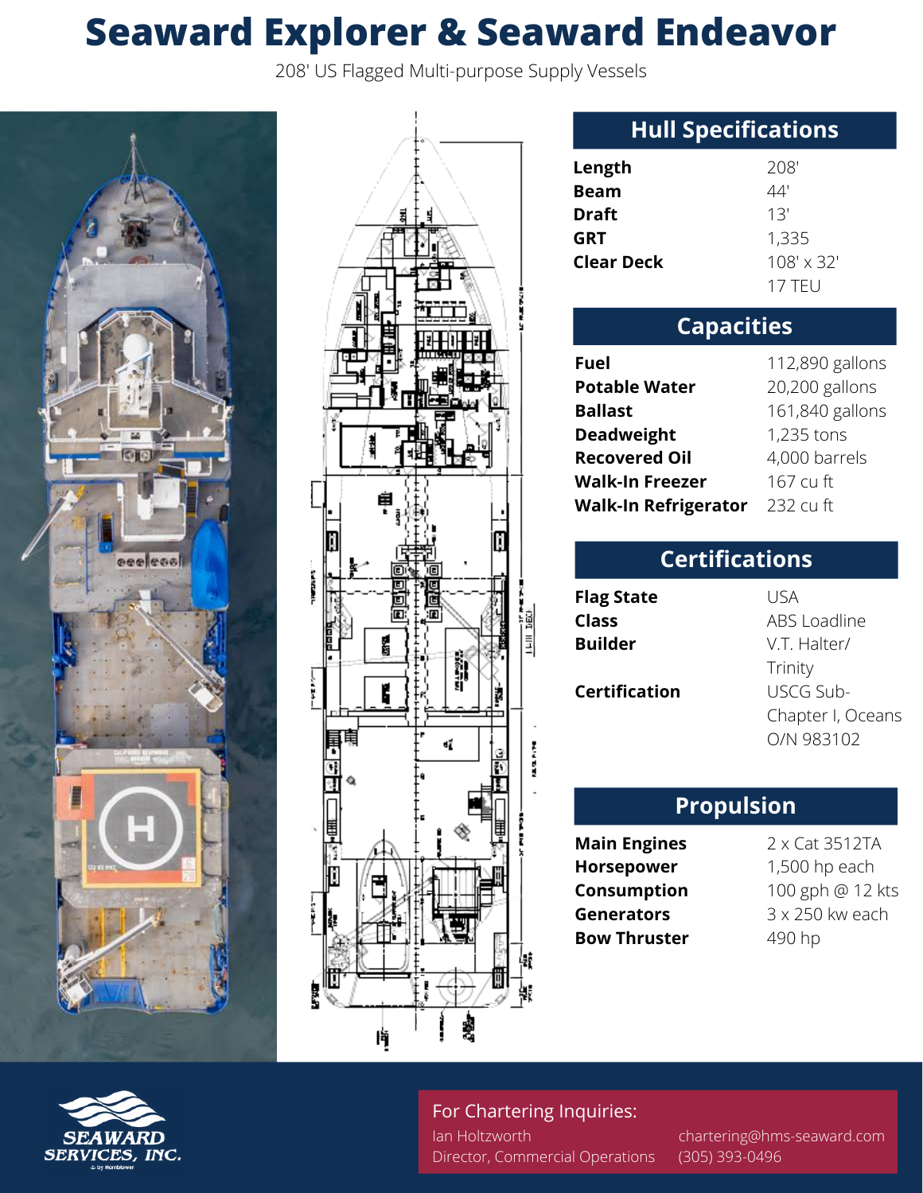# Seaward Explorer & Seaward Endeavor

208' US Flagged Multi-purpose Supply Vessels

## Hull Specifications

| | |
|---|---|
| **Length** | 208' |
| **Beam** | 44' |
| **Draft** | 13' |
| **GRT** | 1,335 |
| **Clear Deck** | 108' x 32'<br>17 TEU |

## Capacities

| | |
|---|---|
| **Fuel** | 112,890 gallons |
| **Potable Water** | 20,200 gallons |
| **Ballast** | 161,840 gallons |
| **Deadweight** | 1,235 tons |
| **Recovered Oil** | 4,000 barrels |
| **Walk-In Freezer** | 167 cu ft |
| **Walk-In Refrigerator** | 232 cu ft |

## Certifications

| | |
|---|---|
| **Flag State** | USA |
| **Class** | ABS Loadline |
| **Builder** | V.T. Halter/ Trinity |
| **Certification** | USCG Sub-Chapter I, Oceans O/N 983102 |

## Propulsion

| | |
|---|---|
| **Main Engines** | 2 x Cat 3512TA |
| **Horsepower** | 1,500 hp each |
| **Consumption** | 100 gph @ 12 kts |
| **Generators** | 3 x 250 kw each |
| **Bow Thruster** | 490 hp |

SEAWARD SERVICES, INC.

For Chartering Inquiries:

Ian Holtzworth
Director, Commercial Operations

chartering@hms-seaward.com
(305) 393-0496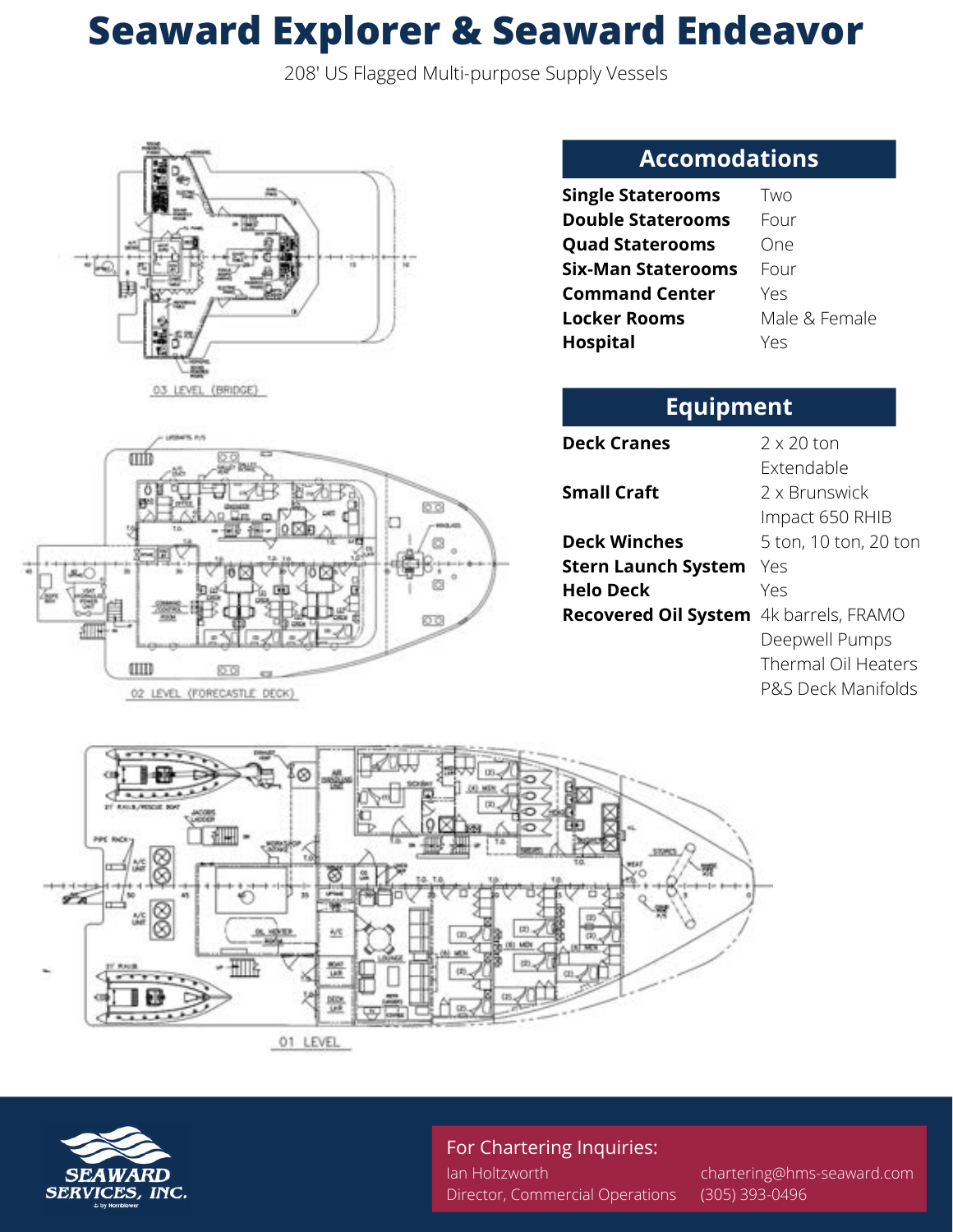# Seaward Explorer & Seaward Endeavor

208' US Flagged Multi-purpose Supply Vessels

03 LEVEL (BRIDGE)

02 LEVEL (FORECASTLE DECK)

01 LEVEL

## Accomodations

| | |
|---|---|
| **Single Staterooms** | Two |
| **Double Staterooms** | Four |
| **Quad Staterooms** | One |
| **Six-Man Staterooms** | Four |
| **Command Center** | Yes |
| **Locker Rooms** | Male & Female |
| **Hospital** | Yes |

## Equipment

| | |
|---|---|
| **Deck Cranes** | 2 x 20 ton Extendable |
| **Small Craft** | 2 x Brunswick Impact 650 RHIB |
| **Deck Winches** | 5 ton, 10 ton, 20 ton |
| **Stern Launch System** | Yes |
| **Helo Deck** | Yes |
| **Recovered Oil System** | 4k barrels, FRAMO Deepwell Pumps Thermal Oil Heaters P&S Deck Manifolds |

SEAWARD SERVICES, INC.

For Chartering Inquiries:

Ian Holtzworth
Director, Commercial Operations

chartering@hms-seaward.com
(305) 393-0496